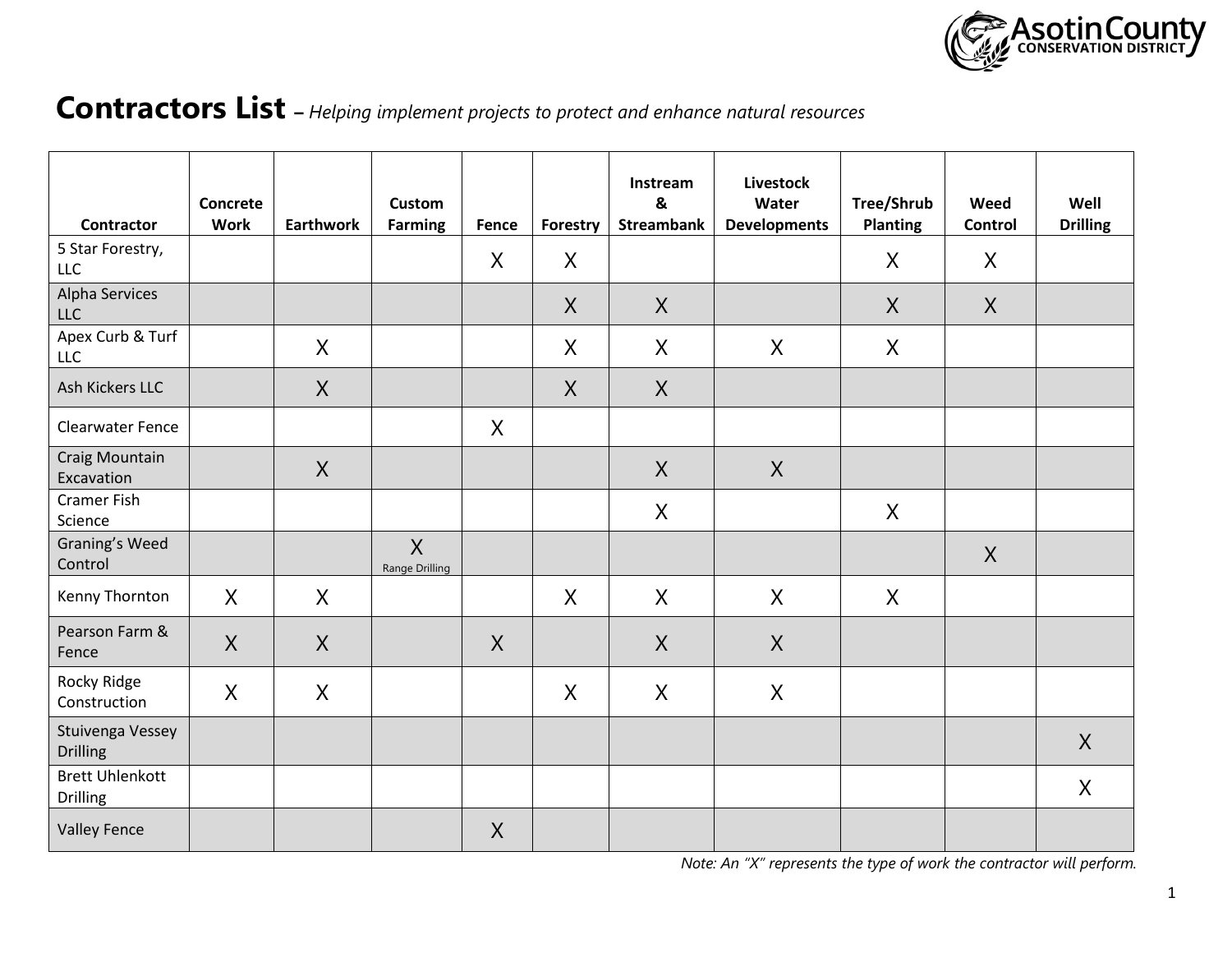# Contractors List – *Helping implement projects to protect and enhance natural resources*

| Contractor | Concrete Work | Earthwork | Custom Farming | Fence | Forestry | Instream & Streambank | Livestock Water Developments | Tree/Shrub Planting | Weed Control | Well Drilling |
|---|---|---|---|---|---|---|---|---|---|---|
| 5 Star Forestry, LLC | | | | X | X | | | X | X | |
| Alpha Services LLC | | | | | X | X | | X | X | |
| Apex Curb & Turf LLC | | X | | | X | X | X | X | | |
| Ash Kickers LLC | | X | | | X | X | | | | |
| Clearwater Fence | | | | X | | | | | | |
| Craig Mountain Excavation | | X | | | | X | X | | | |
| Cramer Fish Science | | | | | | X | | X | | |
| Graning's Weed Control | | | X Range Drilling | | | | | | X | |
| Kenny Thornton | X | X | | | X | X | X | X | | |
| Pearson Farm & Fence | X | X | | X | | X | X | | | |
| Rocky Ridge Construction | X | X | | | X | X | X | | | |
| Stuivenga Vessey Drilling | | | | | | | | | | X |
| Brett Uhlenkott Drilling | | | | | | | | | | X |
| Valley Fence | | | | X | | | | | | |

*Note: An "X" represents the type of work the contractor will perform.*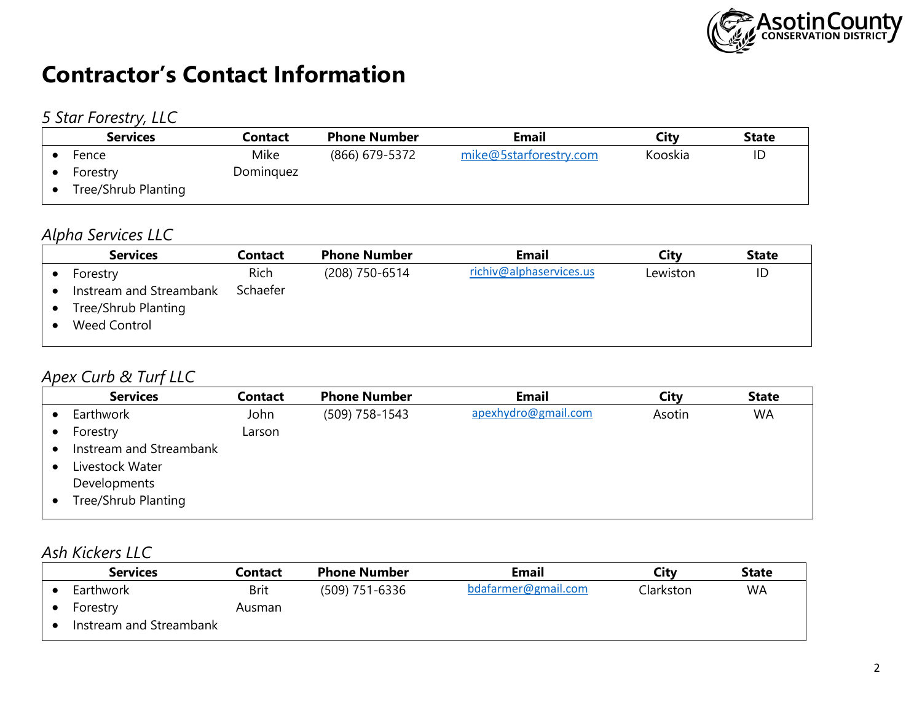# Contractor's Contact Information

*5 Star Forestry, LLC*

| Services | Contact | Phone Number | Email | City | State |
|---|---|---|---|---|---|
| • Fence<br>• Forestry<br>• Tree/Shrub Planting | Mike Dominquez | (866) 679-5372 | mike@5starforestry.com | Kooskia | ID |

*Alpha Services LLC*

| Services | Contact | Phone Number | Email | City | State |
|---|---|---|---|---|---|
| • Forestry<br>• Instream and Streambank<br>• Tree/Shrub Planting<br>• Weed Control | Rich Schaefer | (208) 750-6514 | richiv@alphaservices.us | Lewiston | ID |

*Apex Curb & Turf LLC*

| Services | Contact | Phone Number | Email | City | State |
|---|---|---|---|---|---|
| • Earthwork<br>• Forestry<br>• Instream and Streambank<br>• Livestock Water Developments<br>• Tree/Shrub Planting | John Larson | (509) 758-1543 | apexhydro@gmail.com | Asotin | WA |

*Ash Kickers LLC*

| Services | Contact | Phone Number | Email | City | State |
|---|---|---|---|---|---|
| • Earthwork<br>• Forestry<br>• Instream and Streambank | Brit Ausman | (509) 751-6336 | bdafarmer@gmail.com | Clarkston | WA |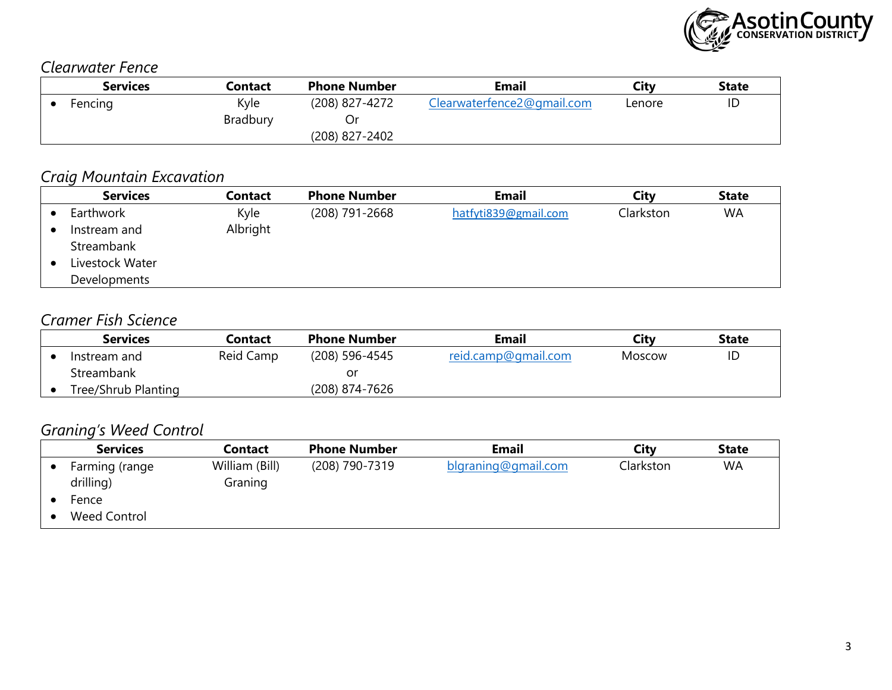*Clearwater Fence*

| Services | Contact | Phone Number | Email | City | State |
|---|---|---|---|---|---|
| • Fencing | Kyle Bradbury | (208) 827-4272 Or (208) 827-2402 | Clearwaterfence2@gmail.com | Lenore | ID |

*Craig Mountain Excavation*

| Services | Contact | Phone Number | Email | City | State |
|---|---|---|---|---|---|
| • Earthwork<br>• Instream and Streambank<br>• Livestock Water Developments | Kyle Albright | (208) 791-2668 | hatfyti839@gmail.com | Clarkston | WA |

*Cramer Fish Science*

| Services | Contact | Phone Number | Email | City | State |
|---|---|---|---|---|---|
| • Instream and Streambank<br>• Tree/Shrub Planting | Reid Camp | (208) 596-4545 or (208) 874-7626 | reid.camp@gmail.com | Moscow | ID |

*Graning's Weed Control*

| Services | Contact | Phone Number | Email | City | State |
|---|---|---|---|---|---|
| • Farming (range drilling)<br>• Fence<br>• Weed Control | William (Bill) Graning | (208) 790-7319 | blgraning@gmail.com | Clarkston | WA |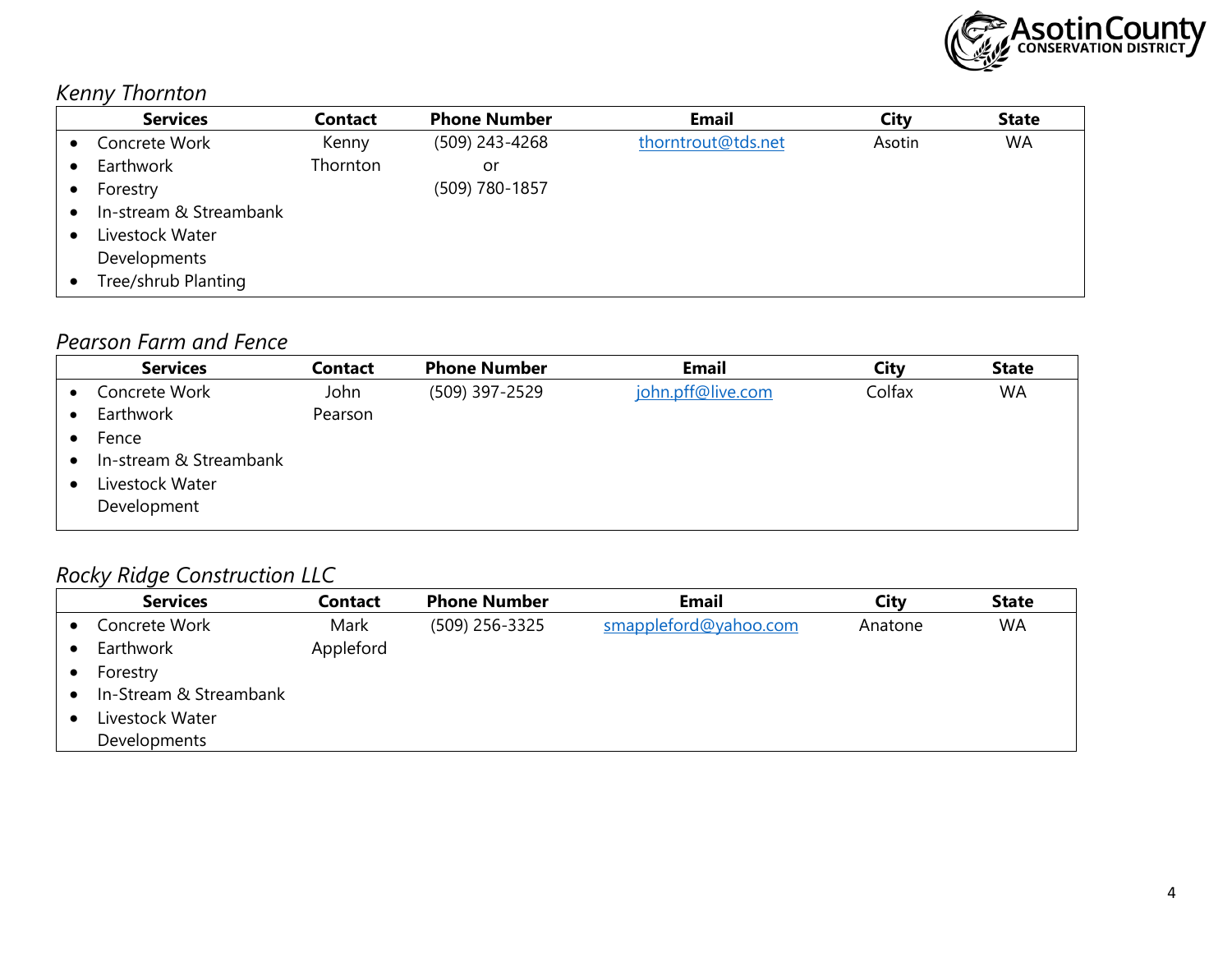*Kenny Thornton*

| Services | Contact | Phone Number | Email | City | State |
|---|---|---|---|---|---|
| • Concrete Work<br>• Earthwork<br>• Forestry<br>• In-stream & Streambank<br>• Livestock Water Developments<br>• Tree/shrub Planting | Kenny Thornton | (509) 243-4268 or (509) 780-1857 | thorntrout@tds.net | Asotin | WA |

*Pearson Farm and Fence*

| Services | Contact | Phone Number | Email | City | State |
|---|---|---|---|---|---|
| • Concrete Work<br>• Earthwork<br>• Fence<br>• In-stream & Streambank<br>• Livestock Water Development | John Pearson | (509) 397-2529 | john.pff@live.com | Colfax | WA |

*Rocky Ridge Construction LLC*

| Services | Contact | Phone Number | Email | City | State |
|---|---|---|---|---|---|
| • Concrete Work<br>• Earthwork<br>• Forestry<br>• In-Stream & Streambank<br>• Livestock Water Developments | Mark Appleford | (509) 256-3325 | smappleford@yahoo.com | Anatone | WA |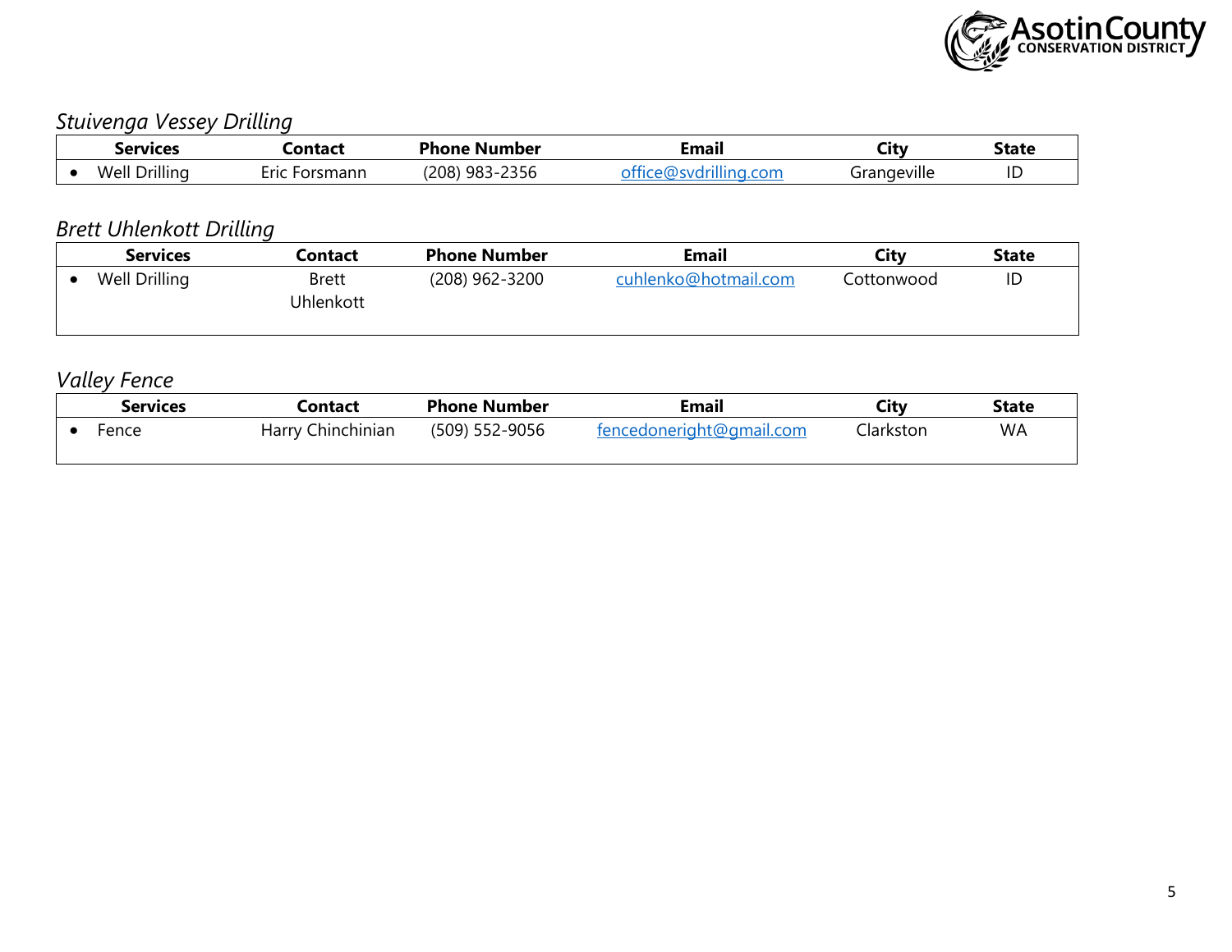*Stuivenga Vessey Drilling*

| Services | Contact | Phone Number | Email | City | State |
|---|---|---|---|---|---|
| • Well Drilling | Eric Forsmann | (208) 983-2356 | office@svdrilling.com | Grangeville | ID |

*Brett Uhlenkott Drilling*

| Services | Contact | Phone Number | Email | City | State |
|---|---|---|---|---|---|
| • Well Drilling | Brett Uhlenkott | (208) 962-3200 | cuhlenko@hotmail.com | Cottonwood | ID |

*Valley Fence*

| Services | Contact | Phone Number | Email | City | State |
|---|---|---|---|---|---|
| • Fence | Harry Chinchinian | (509) 552-9056 | fencedoneright@gmail.com | Clarkston | WA |